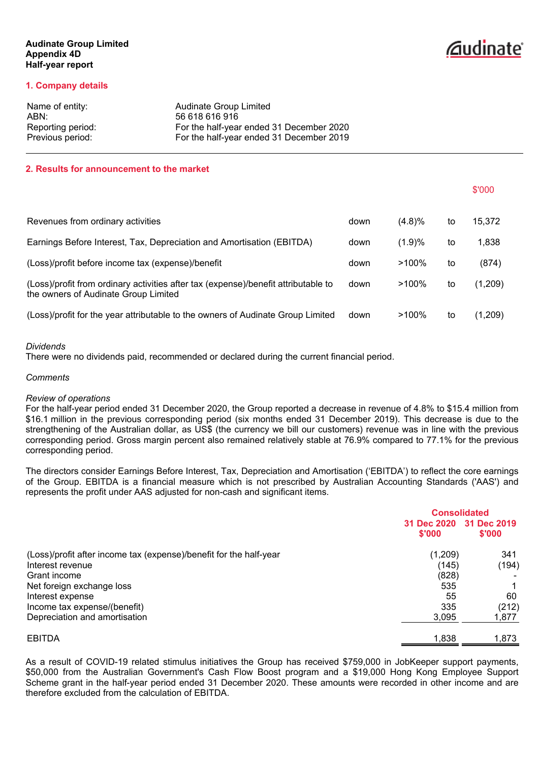**Audinate Group Limited**
**Appendix 4D**
**Half-year report**

## 1. Company details

| | |
|---|---|
| Name of entity: | Audinate Group Limited |
| ABN: | 56 618 616 916 |
| Reporting period: | For the half-year ended 31 December 2020 |
| Previous period: | For the half-year ended 31 December 2019 |

## 2. Results for announcement to the market

| | | | | $'000 |
|---|---|---|---|---|
| Revenues from ordinary activities | down | (4.8)% | to | 15,372 |
| Earnings Before Interest, Tax, Depreciation and Amortisation (EBITDA) | down | (1.9)% | to | 1,838 |
| (Loss)/profit before income tax (expense)/benefit | down | >100% | to | (874) |
| (Loss)/profit from ordinary activities after tax (expense)/benefit attributable to the owners of Audinate Group Limited | down | >100% | to | (1,209) |
| (Loss)/profit for the year attributable to the owners of Audinate Group Limited | down | >100% | to | (1,209) |

*Dividends*
There were no dividends paid, recommended or declared during the current financial period.

*Comments*

*Review of operations*
For the half-year period ended 31 December 2020, the Group reported a decrease in revenue of 4.8% to $15.4 million from $16.1 million in the previous corresponding period (six months ended 31 December 2019). This decrease is due to the strengthening of the Australian dollar, as US$ (the currency we bill our customers) revenue was in line with the previous corresponding period. Gross margin percent also remained relatively stable at 76.9% compared to 77.1% for the previous corresponding period.

The directors consider Earnings Before Interest, Tax, Depreciation and Amortisation ('EBITDA') to reflect the core earnings of the Group. EBITDA is a financial measure which is not prescribed by Australian Accounting Standards ('AAS') and represents the profit under AAS adjusted for non-cash and significant items.

| | Consolidated | |
|---|---|---|
| | 31 Dec 2020 $'000 | 31 Dec 2019 $'000 |
| (Loss)/profit after income tax (expense)/benefit for the half-year | (1,209) | 341 |
| Interest revenue | (145) | (194) |
| Grant income | (828) | - |
| Net foreign exchange loss | 535 | 1 |
| Interest expense | 55 | 60 |
| Income tax expense/(benefit) | 335 | (212) |
| Depreciation and amortisation | 3,095 | 1,877 |
| EBITDA | 1,838 | 1,873 |

As a result of COVID-19 related stimulus initiatives the Group has received $759,000 in JobKeeper support payments, $50,000 from the Australian Government's Cash Flow Boost program and a $19,000 Hong Kong Employee Support Scheme grant in the half-year period ended 31 December 2020. These amounts were recorded in other income and are therefore excluded from the calculation of EBITDA.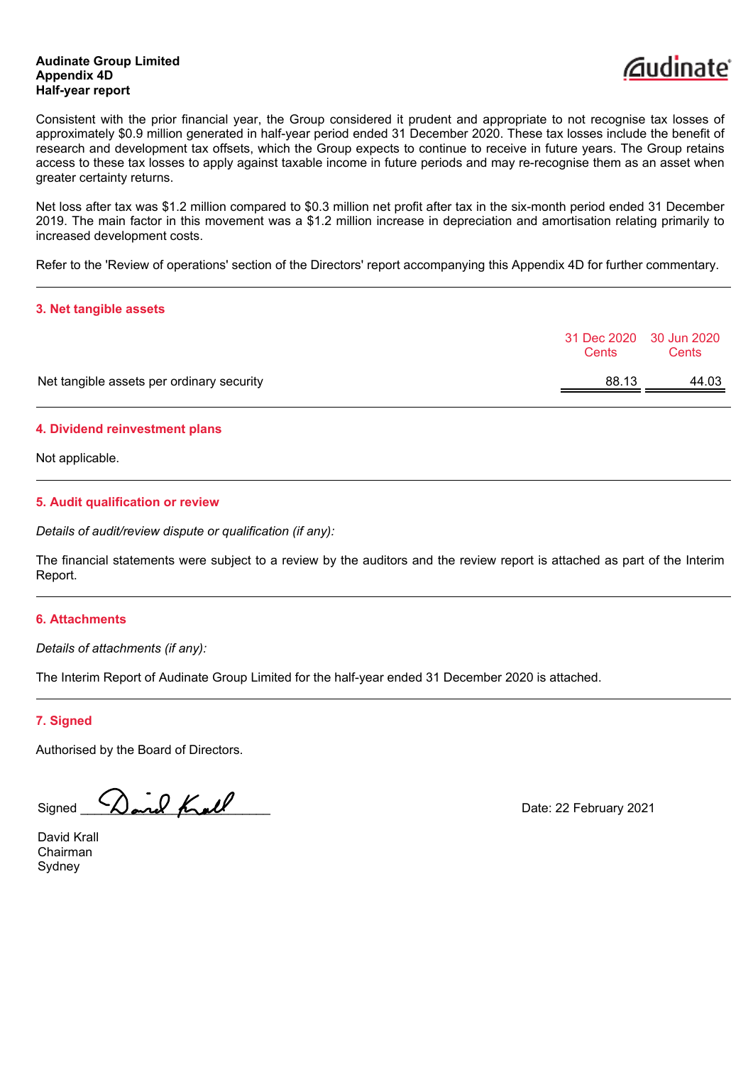Consistent with the prior financial year, the Group considered it prudent and appropriate to not recognise tax losses of approximately $0.9 million generated in half-year period ended 31 December 2020. These tax losses include the benefit of research and development tax offsets, which the Group expects to continue to receive in future years. The Group retains access to these tax losses to apply against taxable income in future periods and may re-recognise them as an asset when greater certainty returns.

Net loss after tax was $1.2 million compared to $0.3 million net profit after tax in the six-month period ended 31 December 2019. The main factor in this movement was a $1.2 million increase in depreciation and amortisation relating primarily to increased development costs.

Refer to the 'Review of operations' section of the Directors' report accompanying this Appendix 4D for further commentary.

## 3. Net tangible assets

| | 31 Dec 2020 Cents | 30 Jun 2020 Cents |
|---|---|---|
| Net tangible assets per ordinary security | 88.13 | 44.03 |

## 4. Dividend reinvestment plans

Not applicable.

## 5. Audit qualification or review

*Details of audit/review dispute or qualification (if any):*

The financial statements were subject to a review by the auditors and the review report is attached as part of the Interim Report.

## 6. Attachments

*Details of attachments (if any):*

The Interim Report of Audinate Group Limited for the half-year ended 31 December 2020 is attached.

## 7. Signed

Authorised by the Board of Directors.

Signed ___________________________

Date: 22 February 2021

David Krall
Chairman
Sydney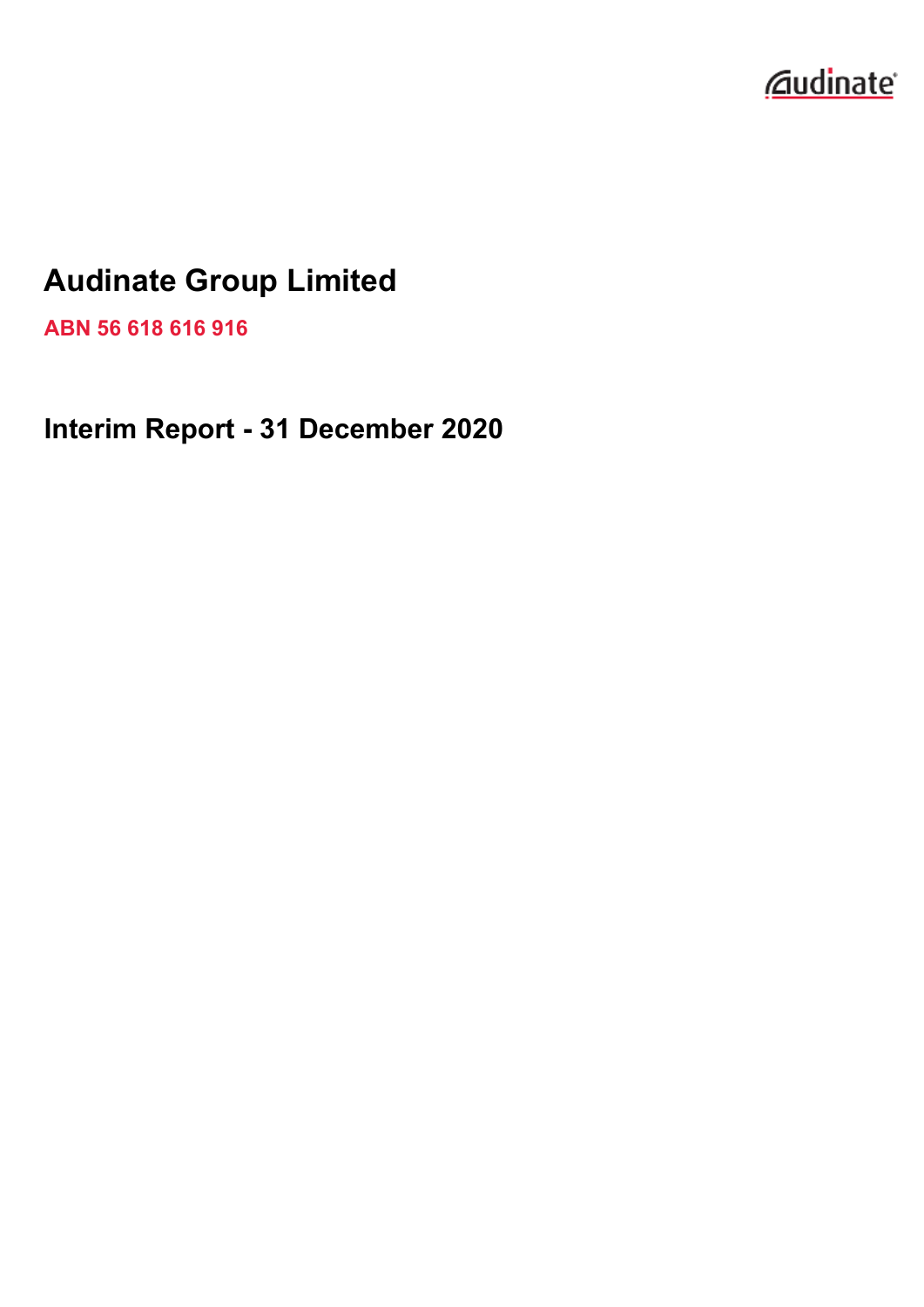# Audinate Group Limited

**ABN 56 618 616 916**

## Interim Report - 31 December 2020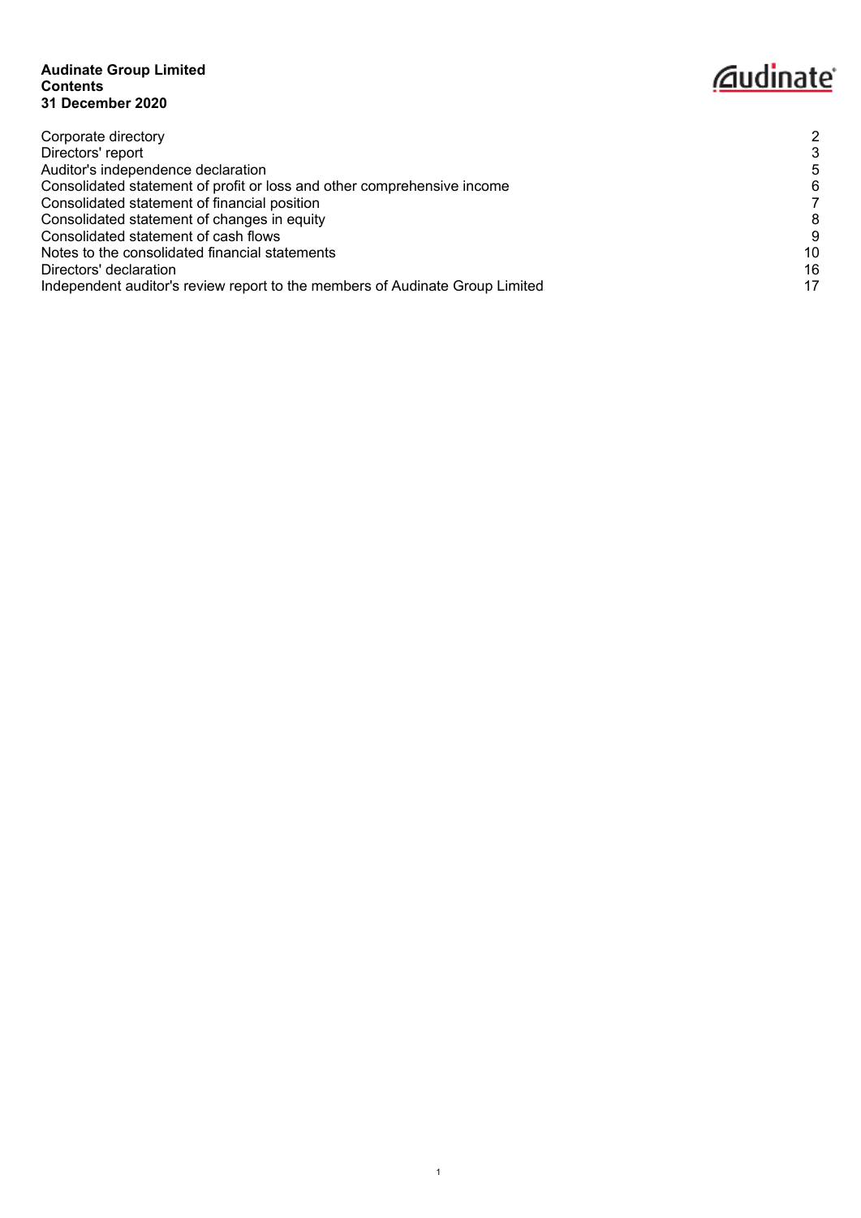**Audinate Group Limited**
**Contents**
**31 December 2020**

| | |
|---|---|
| Corporate directory | 2 |
| Directors' report | 3 |
| Auditor's independence declaration | 5 |
| Consolidated statement of profit or loss and other comprehensive income | 6 |
| Consolidated statement of financial position | 7 |
| Consolidated statement of changes in equity | 8 |
| Consolidated statement of cash flows | 9 |
| Notes to the consolidated financial statements | 10 |
| Directors' declaration | 16 |
| Independent auditor's review report to the members of Audinate Group Limited | 17 |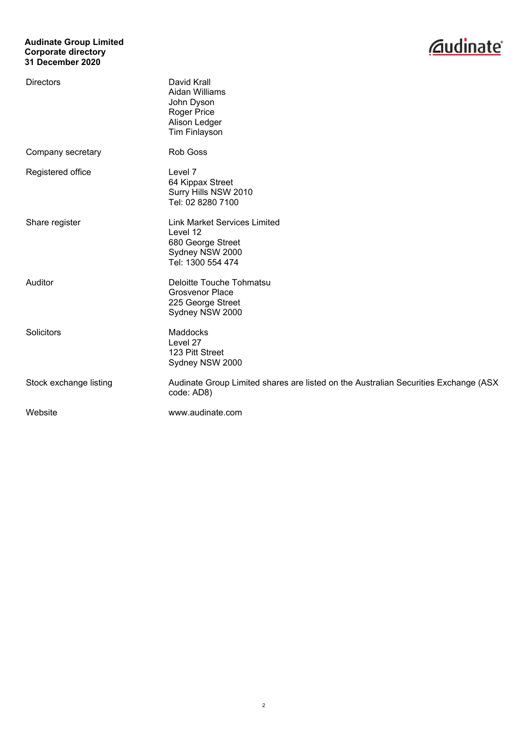**Audinate Group Limited**
**Corporate directory**
**31 December 2020**

| | |
|---|---|
| Directors | David Krall<br>Aidan Williams<br>John Dyson<br>Roger Price<br>Alison Ledger<br>Tim Finlayson |
| Company secretary | Rob Goss |
| Registered office | Level 7<br>64 Kippax Street<br>Surry Hills NSW 2010<br>Tel: 02 8280 7100 |
| Share register | Link Market Services Limited<br>Level 12<br>680 George Street<br>Sydney NSW 2000<br>Tel: 1300 554 474 |
| Auditor | Deloitte Touche Tohmatsu<br>Grosvenor Place<br>225 George Street<br>Sydney NSW 2000 |
| Solicitors | Maddocks<br>Level 27<br>123 Pitt Street<br>Sydney NSW 2000 |
| Stock exchange listing | Audinate Group Limited shares are listed on the Australian Securities Exchange (ASX code: AD8) |
| Website | www.audinate.com |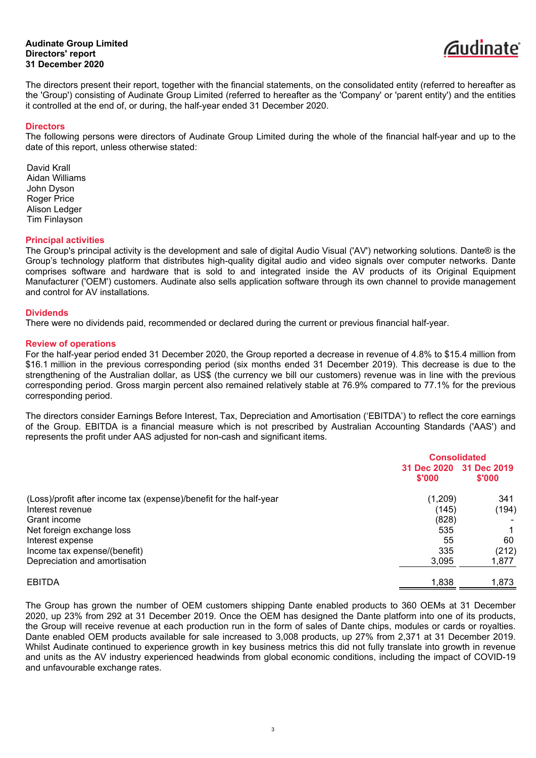**Audinate Group Limited**
**Directors' report**
**31 December 2020**

The directors present their report, together with the financial statements, on the consolidated entity (referred to hereafter as the 'Group') consisting of Audinate Group Limited (referred to hereafter as the 'Company' or 'parent entity') and the entities it controlled at the end of, or during, the half-year ended 31 December 2020.

## Directors

The following persons were directors of Audinate Group Limited during the whole of the financial half-year and up to the date of this report, unless otherwise stated:

David Krall
Aidan Williams
John Dyson
Roger Price
Alison Ledger
Tim Finlayson

## Principal activities

The Group's principal activity is the development and sale of digital Audio Visual ('AV') networking solutions. Dante® is the Group's technology platform that distributes high-quality digital audio and video signals over computer networks. Dante comprises software and hardware that is sold to and integrated inside the AV products of its Original Equipment Manufacturer ('OEM') customers. Audinate also sells application software through its own channel to provide management and control for AV installations.

## Dividends

There were no dividends paid, recommended or declared during the current or previous financial half-year.

## Review of operations

For the half-year period ended 31 December 2020, the Group reported a decrease in revenue of 4.8% to $15.4 million from $16.1 million in the previous corresponding period (six months ended 31 December 2019). This decrease is due to the strengthening of the Australian dollar, as US$ (the currency we bill our customers) revenue was in line with the previous corresponding period. Gross margin percent also remained relatively stable at 76.9% compared to 77.1% for the previous corresponding period.

The directors consider Earnings Before Interest, Tax, Depreciation and Amortisation ('EBITDA') to reflect the core earnings of the Group. EBITDA is a financial measure which is not prescribed by Australian Accounting Standards ('AAS') and represents the profit under AAS adjusted for non-cash and significant items.

| | Consolidated | |
|---|---|---|
| | 31 Dec 2020 $'000 | 31 Dec 2019 $'000 |
| (Loss)/profit after income tax (expense)/benefit for the half-year | (1,209) | 341 |
| Interest revenue | (145) | (194) |
| Grant income | (828) | - |
| Net foreign exchange loss | 535 | 1 |
| Interest expense | 55 | 60 |
| Income tax expense/(benefit) | 335 | (212) |
| Depreciation and amortisation | 3,095 | 1,877 |
| EBITDA | 1,838 | 1,873 |

The Group has grown the number of OEM customers shipping Dante enabled products to 360 OEMs at 31 December 2020, up 23% from 292 at 31 December 2019. Once the OEM has designed the Dante platform into one of its products, the Group will receive revenue at each production run in the form of sales of Dante chips, modules or cards or royalties. Dante enabled OEM products available for sale increased to 3,008 products, up 27% from 2,371 at 31 December 2019. Whilst Audinate continued to experience growth in key business metrics this did not fully translate into growth in revenue and units as the AV industry experienced headwinds from global economic conditions, including the impact of COVID-19 and unfavourable exchange rates.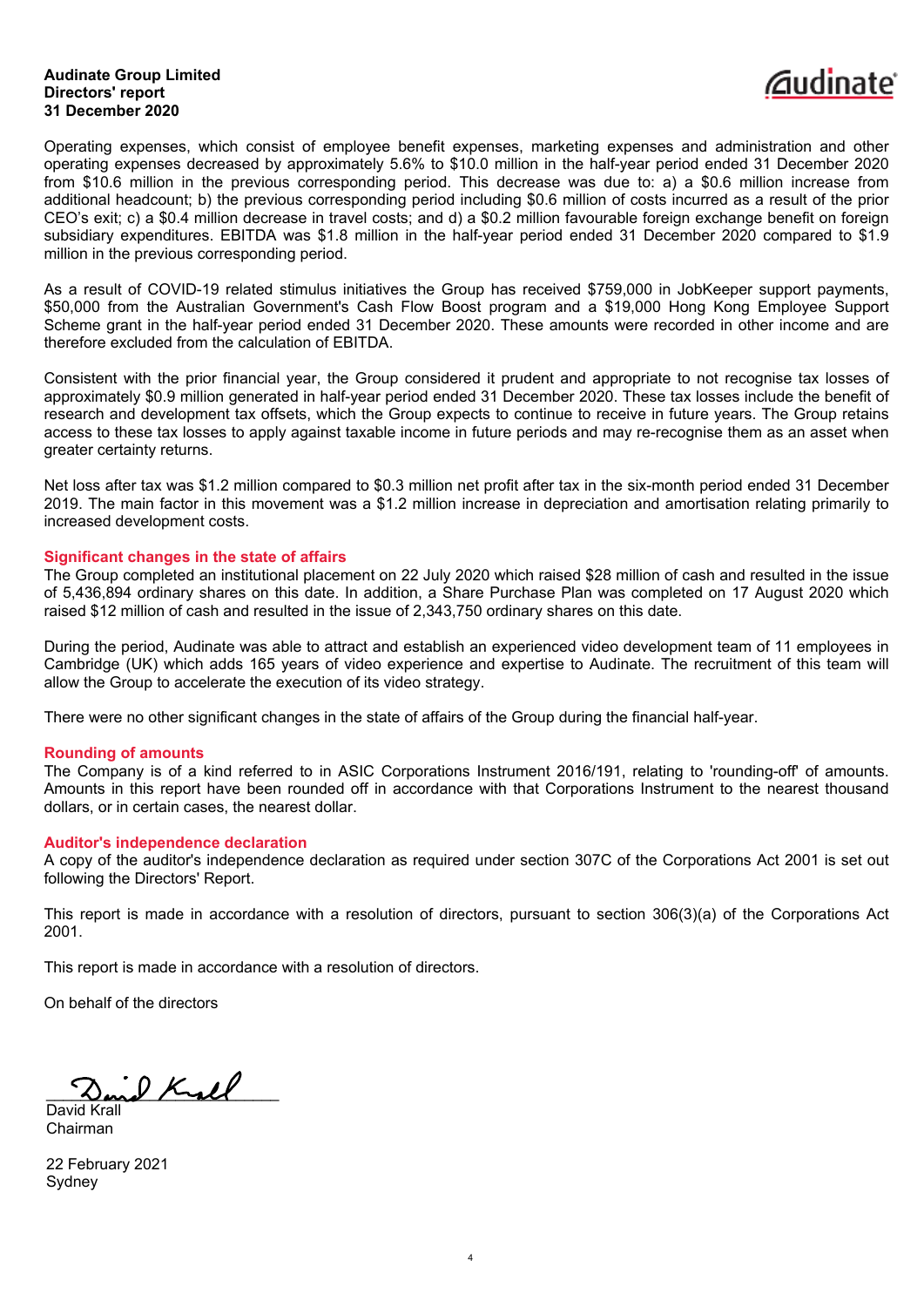Operating expenses, which consist of employee benefit expenses, marketing expenses and administration and other operating expenses decreased by approximately 5.6% to $10.0 million in the half-year period ended 31 December 2020 from $10.6 million in the previous corresponding period. This decrease was due to: a) a $0.6 million increase from additional headcount; b) the previous corresponding period including $0.6 million of costs incurred as a result of the prior CEO's exit; c) a $0.4 million decrease in travel costs; and d) a $0.2 million favourable foreign exchange benefit on foreign subsidiary expenditures. EBITDA was $1.8 million in the half-year period ended 31 December 2020 compared to $1.9 million in the previous corresponding period.

As a result of COVID-19 related stimulus initiatives the Group has received $759,000 in JobKeeper support payments, $50,000 from the Australian Government's Cash Flow Boost program and a $19,000 Hong Kong Employee Support Scheme grant in the half-year period ended 31 December 2020. These amounts were recorded in other income and are therefore excluded from the calculation of EBITDA.

Consistent with the prior financial year, the Group considered it prudent and appropriate to not recognise tax losses of approximately $0.9 million generated in half-year period ended 31 December 2020. These tax losses include the benefit of research and development tax offsets, which the Group expects to continue to receive in future years. The Group retains access to these tax losses to apply against taxable income in future periods and may re-recognise them as an asset when greater certainty returns.

Net loss after tax was $1.2 million compared to $0.3 million net profit after tax in the six-month period ended 31 December 2019. The main factor in this movement was a $1.2 million increase in depreciation and amortisation relating primarily to increased development costs.

## Significant changes in the state of affairs

The Group completed an institutional placement on 22 July 2020 which raised $28 million of cash and resulted in the issue of 5,436,894 ordinary shares on this date. In addition, a Share Purchase Plan was completed on 17 August 2020 which raised $12 million of cash and resulted in the issue of 2,343,750 ordinary shares on this date.

During the period, Audinate was able to attract and establish an experienced video development team of 11 employees in Cambridge (UK) which adds 165 years of video experience and expertise to Audinate. The recruitment of this team will allow the Group to accelerate the execution of its video strategy.

There were no other significant changes in the state of affairs of the Group during the financial half-year.

## Rounding of amounts

The Company is of a kind referred to in ASIC Corporations Instrument 2016/191, relating to 'rounding-off' of amounts. Amounts in this report have been rounded off in accordance with that Corporations Instrument to the nearest thousand dollars, or in certain cases, the nearest dollar.

## Auditor's independence declaration

A copy of the auditor's independence declaration as required under section 307C of the Corporations Act 2001 is set out following the Directors' Report.

This report is made in accordance with a resolution of directors, pursuant to section 306(3)(a) of the Corporations Act 2001.

This report is made in accordance with a resolution of directors.

On behalf of the directors

___________________________
David Krall
Chairman

22 February 2021
Sydney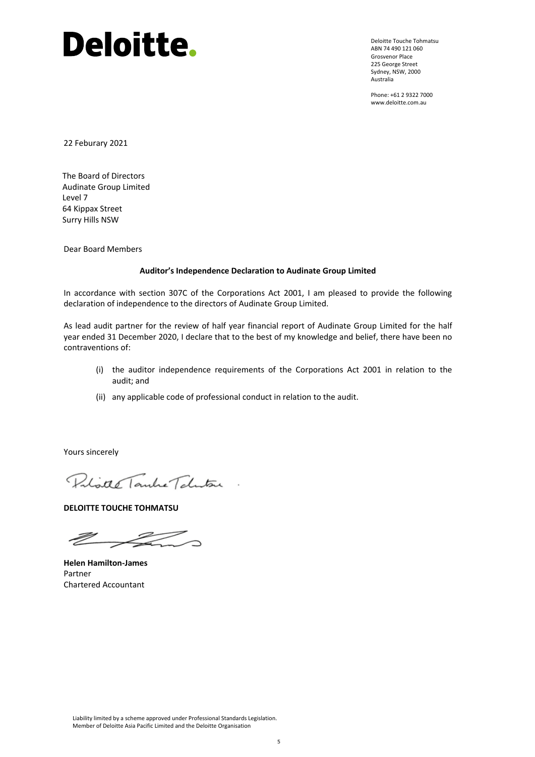Deloitte.

Deloitte Touche Tohmatsu
ABN 74 490 121 060
Grosvenor Place
225 George Street
Sydney, NSW, 2000
Australia

Phone: +61 2 9322 7000
www.deloitte.com.au

22 Feburary 2021

The Board of Directors
Audinate Group Limited
Level 7
64 Kippax Street
Surry Hills NSW

Dear Board Members

**Auditor's Independence Declaration to Audinate Group Limited**

In accordance with section 307C of the Corporations Act 2001, I am pleased to provide the following declaration of independence to the directors of Audinate Group Limited.

As lead audit partner for the review of half year financial report of Audinate Group Limited for the half year ended 31 December 2020, I declare that to the best of my knowledge and belief, there have been no contraventions of:

(i) the auditor independence requirements of the Corporations Act 2001 in relation to the audit; and

(ii) any applicable code of professional conduct in relation to the audit.

Yours sincerely

Deloitte Touche Tohmatsu

**DELOITTE TOUCHE TOHMATSU**

**Helen Hamilton-James**
Partner
Chartered Accountant

Liability limited by a scheme approved under Professional Standards Legislation.
Member of Deloitte Asia Pacific Limited and the Deloitte Organisation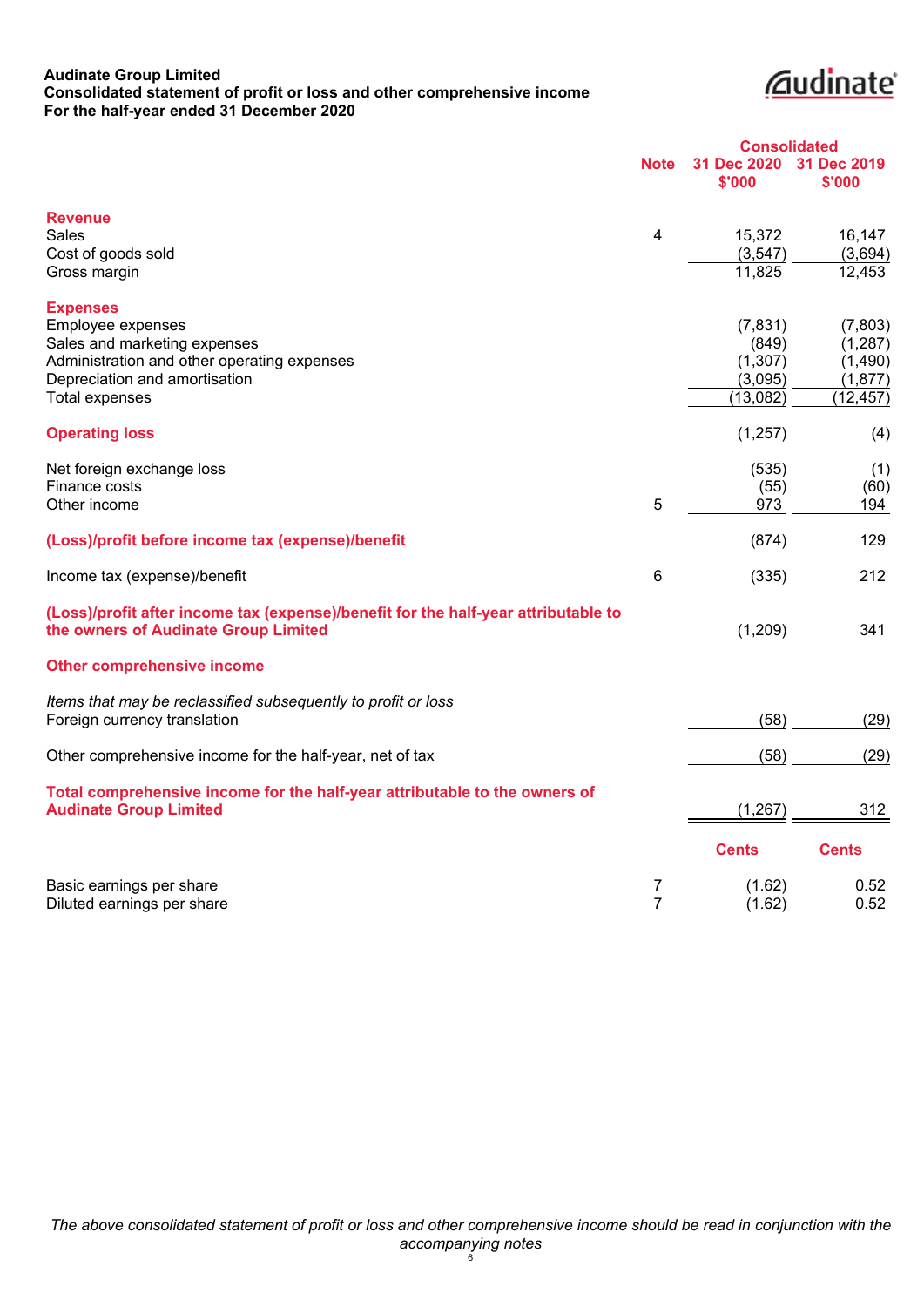**Audinate Group Limited**
**Consolidated statement of profit or loss and other comprehensive income**
**For the half-year ended 31 December 2020**

| | Note | Consolidated 31 Dec 2020 $'000 | 31 Dec 2019 $'000 |
|---|---|---|---|
| **Revenue** | | | |
| Sales | 4 | 15,372 | 16,147 |
| Cost of goods sold | | (3,547) | (3,694) |
| Gross margin | | 11,825 | 12,453 |
| **Expenses** | | | |
| Employee expenses | | (7,831) | (7,803) |
| Sales and marketing expenses | | (849) | (1,287) |
| Administration and other operating expenses | | (1,307) | (1,490) |
| Depreciation and amortisation | | (3,095) | (1,877) |
| Total expenses | | (13,082) | (12,457) |
| **Operating loss** | | (1,257) | (4) |
| Net foreign exchange loss | | (535) | (1) |
| Finance costs | | (55) | (60) |
| Other income | 5 | 973 | 194 |
| **(Loss)/profit before income tax (expense)/benefit** | | (874) | 129 |
| Income tax (expense)/benefit | 6 | (335) | 212 |
| **(Loss)/profit after income tax (expense)/benefit for the half-year attributable to the owners of Audinate Group Limited** | | (1,209) | 341 |
| **Other comprehensive income** | | | |
| *Items that may be reclassified subsequently to profit or loss* | | | |
| Foreign currency translation | | (58) | (29) |
| Other comprehensive income for the half-year, net of tax | | (58) | (29) |
| **Total comprehensive income for the half-year attributable to the owners of Audinate Group Limited** | | (1,267) | 312 |
| | | **Cents** | **Cents** |
| Basic earnings per share | 7 | (1.62) | 0.52 |
| Diluted earnings per share | 7 | (1.62) | 0.52 |

*The above consolidated statement of profit or loss and other comprehensive income should be read in conjunction with the accompanying notes*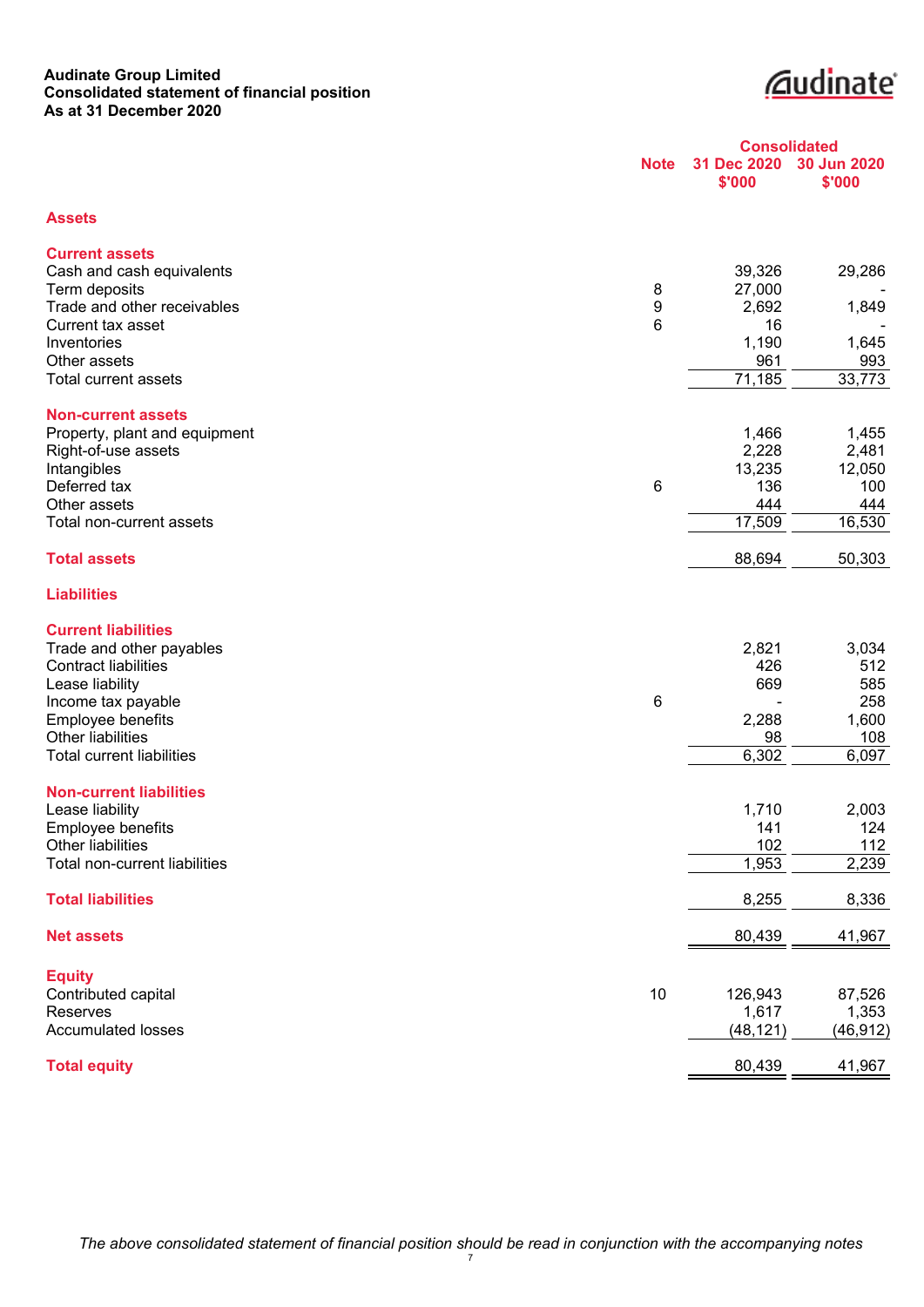**Audinate Group Limited**
**Consolidated statement of financial position**
**As at 31 December 2020**

| | Note | Consolidated 31 Dec 2020 $'000 | Consolidated 30 Jun 2020 $'000 |
|---|---|---|---|
| **Assets** | | | |
| **Current assets** | | | |
| Cash and cash equivalents | | 39,326 | 29,286 |
| Term deposits | 8 | 27,000 | - |
| Trade and other receivables | 9 | 2,692 | 1,849 |
| Current tax asset | 6 | 16 | - |
| Inventories | | 1,190 | 1,645 |
| Other assets | | 961 | 993 |
| Total current assets | | 71,185 | 33,773 |
| **Non-current assets** | | | |
| Property, plant and equipment | | 1,466 | 1,455 |
| Right-of-use assets | | 2,228 | 2,481 |
| Intangibles | | 13,235 | 12,050 |
| Deferred tax | 6 | 136 | 100 |
| Other assets | | 444 | 444 |
| Total non-current assets | | 17,509 | 16,530 |
| **Total assets** | | 88,694 | 50,303 |
| **Liabilities** | | | |
| **Current liabilities** | | | |
| Trade and other payables | | 2,821 | 3,034 |
| Contract liabilities | | 426 | 512 |
| Lease liability | | 669 | 585 |
| Income tax payable | 6 | - | 258 |
| Employee benefits | | 2,288 | 1,600 |
| Other liabilities | | 98 | 108 |
| Total current liabilities | | 6,302 | 6,097 |
| **Non-current liabilities** | | | |
| Lease liability | | 1,710 | 2,003 |
| Employee benefits | | 141 | 124 |
| Other liabilities | | 102 | 112 |
| Total non-current liabilities | | 1,953 | 2,239 |
| **Total liabilities** | | 8,255 | 8,336 |
| **Net assets** | | 80,439 | 41,967 |
| **Equity** | | | |
| Contributed capital | 10 | 126,943 | 87,526 |
| Reserves | | 1,617 | 1,353 |
| Accumulated losses | | (48,121) | (46,912) |
| **Total equity** | | 80,439 | 41,967 |

*The above consolidated statement of financial position should be read in conjunction with the accompanying notes*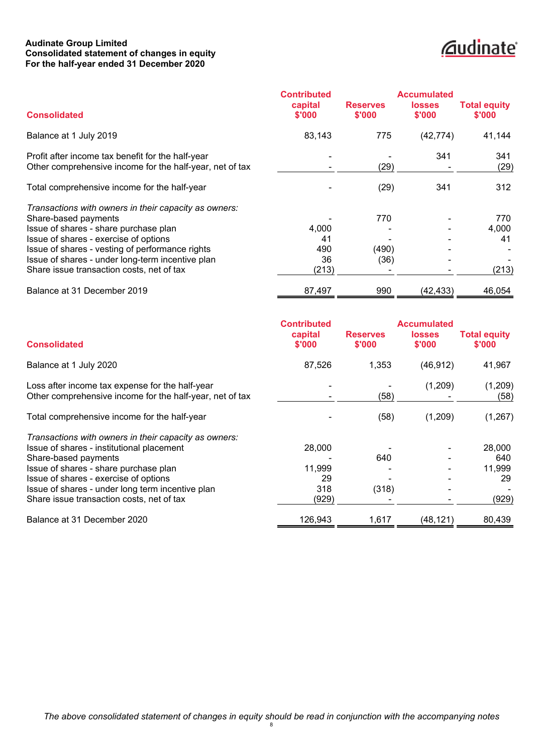**Audinate Group Limited**
**Consolidated statement of changes in equity**
**For the half-year ended 31 December 2020**

| Consolidated | Contributed capital $'000 | Reserves $'000 | Accumulated losses $'000 | Total equity $'000 |
|---|---|---|---|---|
| Balance at 1 July 2019 | 83,143 | 775 | (42,774) | 41,144 |
| Profit after income tax benefit for the half-year | - | - | 341 | 341 |
| Other comprehensive income for the half-year, net of tax | - | (29) | - | (29) |
| Total comprehensive income for the half-year | - | (29) | 341 | 312 |
| *Transactions with owners in their capacity as owners:* | | | | |
| Share-based payments | - | 770 | - | 770 |
| Issue of shares - share purchase plan | 4,000 | - | - | 4,000 |
| Issue of shares - exercise of options | 41 | - | - | 41 |
| Issue of shares - vesting of performance rights | 490 | (490) | - | - |
| Issue of shares - under long-term incentive plan | 36 | (36) | - | - |
| Share issue transaction costs, net of tax | (213) | - | - | (213) |
| Balance at 31 December 2019 | 87,497 | 990 | (42,433) | 46,054 |

| Consolidated | Contributed capital $'000 | Reserves $'000 | Accumulated losses $'000 | Total equity $'000 |
|---|---|---|---|---|
| Balance at 1 July 2020 | 87,526 | 1,353 | (46,912) | 41,967 |
| Loss after income tax expense for the half-year | - | - | (1,209) | (1,209) |
| Other comprehensive income for the half-year, net of tax | - | (58) | - | (58) |
| Total comprehensive income for the half-year | - | (58) | (1,209) | (1,267) |
| *Transactions with owners in their capacity as owners:* | | | | |
| Issue of shares - institutional placement | 28,000 | - | - | 28,000 |
| Share-based payments | - | 640 | - | 640 |
| Issue of shares - share purchase plan | 11,999 | - | - | 11,999 |
| Issue of shares - exercise of options | 29 | - | - | 29 |
| Issue of shares - under long term incentive plan | 318 | (318) | - | - |
| Share issue transaction costs, net of tax | (929) | - | - | (929) |
| Balance at 31 December 2020 | 126,943 | 1,617 | (48,121) | 80,439 |

*The above consolidated statement of changes in equity should be read in conjunction with the accompanying notes*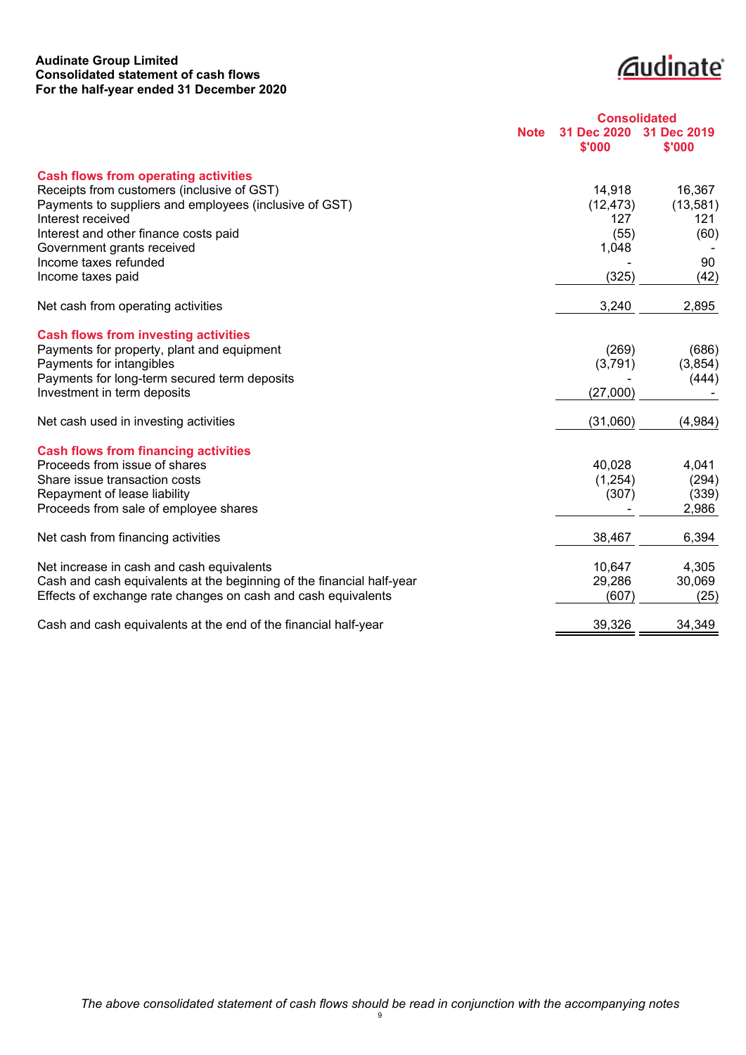**Audinate Group Limited**
**Consolidated statement of cash flows**
**For the half-year ended 31 December 2020**

| | Note | Consolidated 31 Dec 2020 $'000 | 31 Dec 2019 $'000 |
|---|---|---|---|
| **Cash flows from operating activities** | | | |
| Receipts from customers (inclusive of GST) | | 14,918 | 16,367 |
| Payments to suppliers and employees (inclusive of GST) | | (12,473) | (13,581) |
| Interest received | | 127 | 121 |
| Interest and other finance costs paid | | (55) | (60) |
| Government grants received | | 1,048 | - |
| Income taxes refunded | | - | 90 |
| Income taxes paid | | (325) | (42) |
| Net cash from operating activities | | 3,240 | 2,895 |
| **Cash flows from investing activities** | | | |
| Payments for property, plant and equipment | | (269) | (686) |
| Payments for intangibles | | (3,791) | (3,854) |
| Payments for long-term secured term deposits | | - | (444) |
| Investment in term deposits | | (27,000) | - |
| Net cash used in investing activities | | (31,060) | (4,984) |
| **Cash flows from financing activities** | | | |
| Proceeds from issue of shares | | 40,028 | 4,041 |
| Share issue transaction costs | | (1,254) | (294) |
| Repayment of lease liability | | (307) | (339) |
| Proceeds from sale of employee shares | | - | 2,986 |
| Net cash from financing activities | | 38,467 | 6,394 |
| Net increase in cash and cash equivalents | | 10,647 | 4,305 |
| Cash and cash equivalents at the beginning of the financial half-year | | 29,286 | 30,069 |
| Effects of exchange rate changes on cash and cash equivalents | | (607) | (25) |
| Cash and cash equivalents at the end of the financial half-year | | 39,326 | 34,349 |

*The above consolidated statement of cash flows should be read in conjunction with the accompanying notes*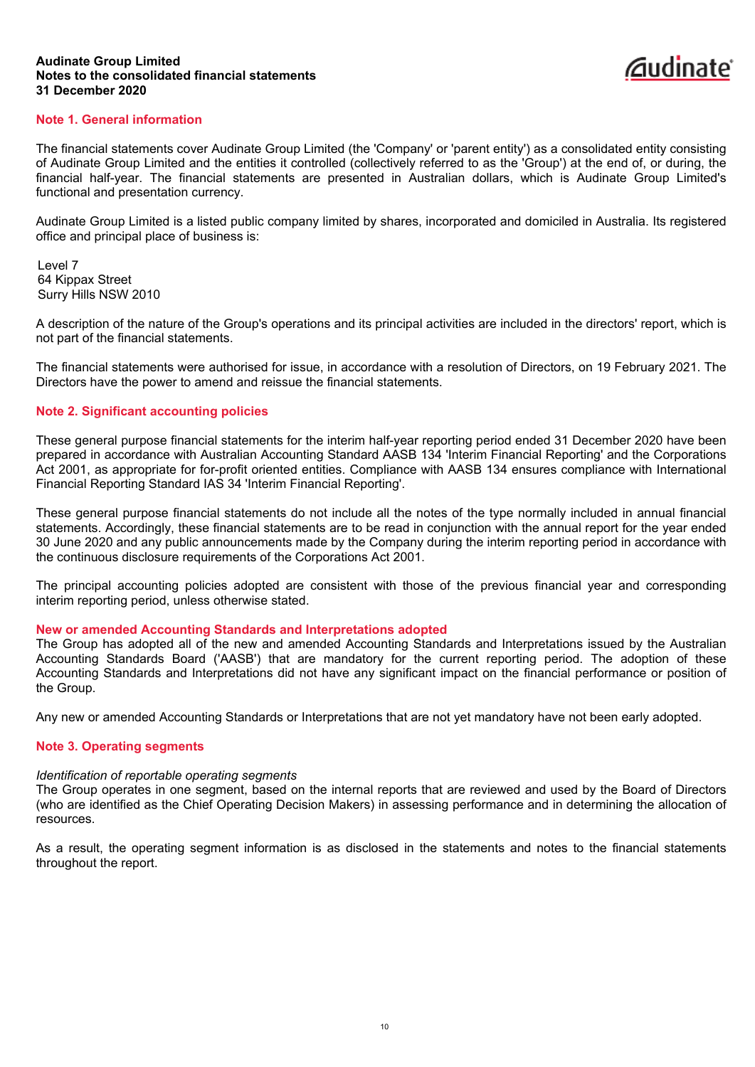## Note 1. General information

The financial statements cover Audinate Group Limited (the 'Company' or 'parent entity') as a consolidated entity consisting of Audinate Group Limited and the entities it controlled (collectively referred to as the 'Group') at the end of, or during, the financial half-year. The financial statements are presented in Australian dollars, which is Audinate Group Limited's functional and presentation currency.

Audinate Group Limited is a listed public company limited by shares, incorporated and domiciled in Australia. Its registered office and principal place of business is:

Level 7
64 Kippax Street
Surry Hills NSW 2010

A description of the nature of the Group's operations and its principal activities are included in the directors' report, which is not part of the financial statements.

The financial statements were authorised for issue, in accordance with a resolution of Directors, on 19 February 2021. The Directors have the power to amend and reissue the financial statements.

## Note 2. Significant accounting policies

These general purpose financial statements for the interim half-year reporting period ended 31 December 2020 have been prepared in accordance with Australian Accounting Standard AASB 134 'Interim Financial Reporting' and the Corporations Act 2001, as appropriate for for-profit oriented entities. Compliance with AASB 134 ensures compliance with International Financial Reporting Standard IAS 34 'Interim Financial Reporting'.

These general purpose financial statements do not include all the notes of the type normally included in annual financial statements. Accordingly, these financial statements are to be read in conjunction with the annual report for the year ended 30 June 2020 and any public announcements made by the Company during the interim reporting period in accordance with the continuous disclosure requirements of the Corporations Act 2001.

The principal accounting policies adopted are consistent with those of the previous financial year and corresponding interim reporting period, unless otherwise stated.

### New or amended Accounting Standards and Interpretations adopted

The Group has adopted all of the new and amended Accounting Standards and Interpretations issued by the Australian Accounting Standards Board ('AASB') that are mandatory for the current reporting period. The adoption of these Accounting Standards and Interpretations did not have any significant impact on the financial performance or position of the Group.

Any new or amended Accounting Standards or Interpretations that are not yet mandatory have not been early adopted.

## Note 3. Operating segments

*Identification of reportable operating segments*

The Group operates in one segment, based on the internal reports that are reviewed and used by the Board of Directors (who are identified as the Chief Operating Decision Makers) in assessing performance and in determining the allocation of resources.

As a result, the operating segment information is as disclosed in the statements and notes to the financial statements throughout the report.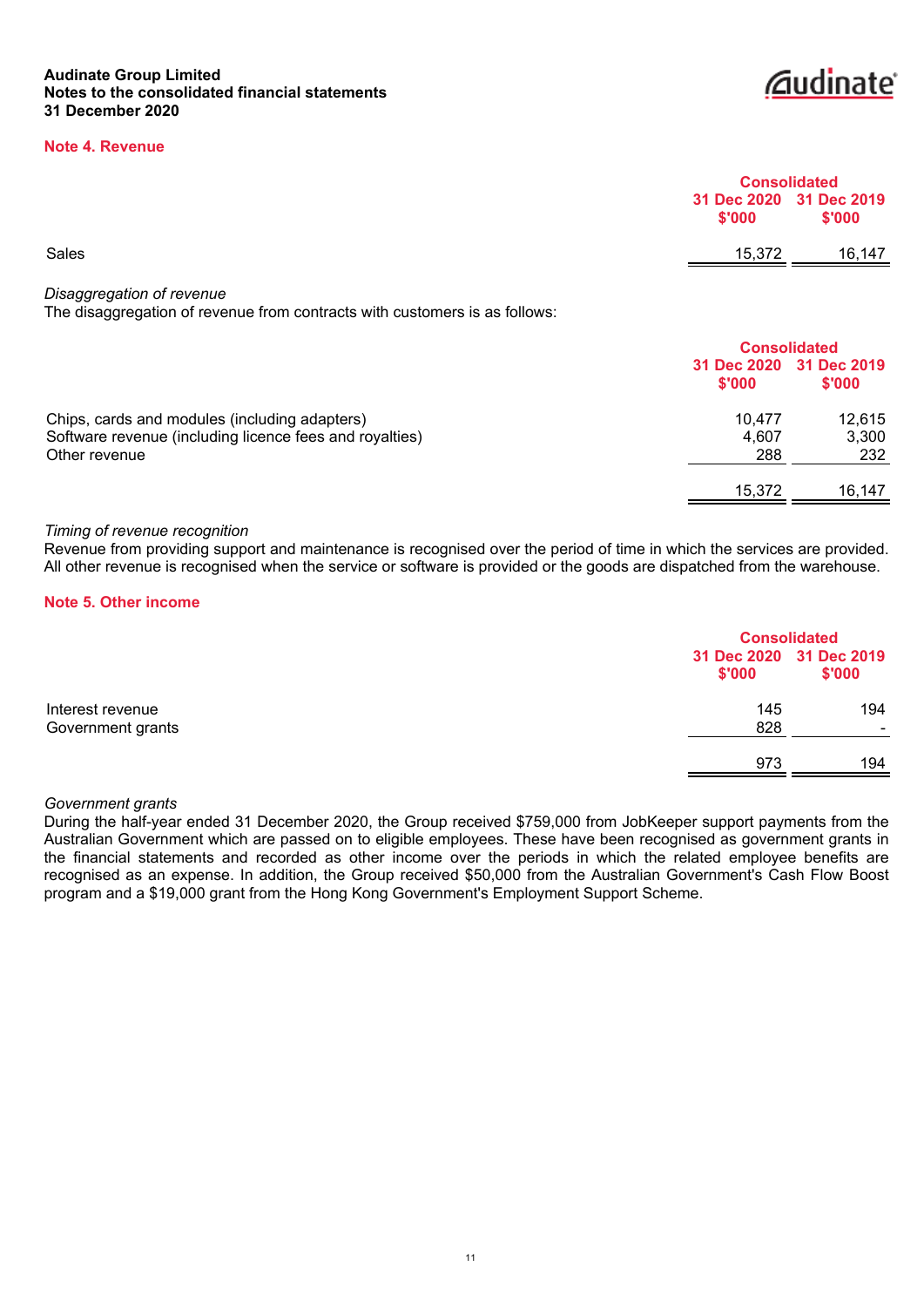**Audinate Group Limited**
**Notes to the consolidated financial statements**
**31 December 2020**

## Note 4. Revenue

| | Consolidated | |
|---|---|---|
| | 31 Dec 2020 $'000 | 31 Dec 2019 $'000 |
| Sales | 15,372 | 16,147 |

*Disaggregation of revenue*
The disaggregation of revenue from contracts with customers is as follows:

| | Consolidated | |
|---|---|---|
| | 31 Dec 2020 $'000 | 31 Dec 2019 $'000 |
| Chips, cards and modules (including adapters) | 10,477 | 12,615 |
| Software revenue (including licence fees and royalties) | 4,607 | 3,300 |
| Other revenue | 288 | 232 |
| | 15,372 | 16,147 |

*Timing of revenue recognition*
Revenue from providing support and maintenance is recognised over the period of time in which the services are provided. All other revenue is recognised when the service or software is provided or the goods are dispatched from the warehouse.

## Note 5. Other income

| | Consolidated | |
|---|---|---|
| | 31 Dec 2020 $'000 | 31 Dec 2019 $'000 |
| Interest revenue | 145 | 194 |
| Government grants | 828 | - |
| | 973 | 194 |

*Government grants*
During the half-year ended 31 December 2020, the Group received $759,000 from JobKeeper support payments from the Australian Government which are passed on to eligible employees. These have been recognised as government grants in the financial statements and recorded as other income over the periods in which the related employee benefits are recognised as an expense. In addition, the Group received $50,000 from the Australian Government's Cash Flow Boost program and a $19,000 grant from the Hong Kong Government's Employment Support Scheme.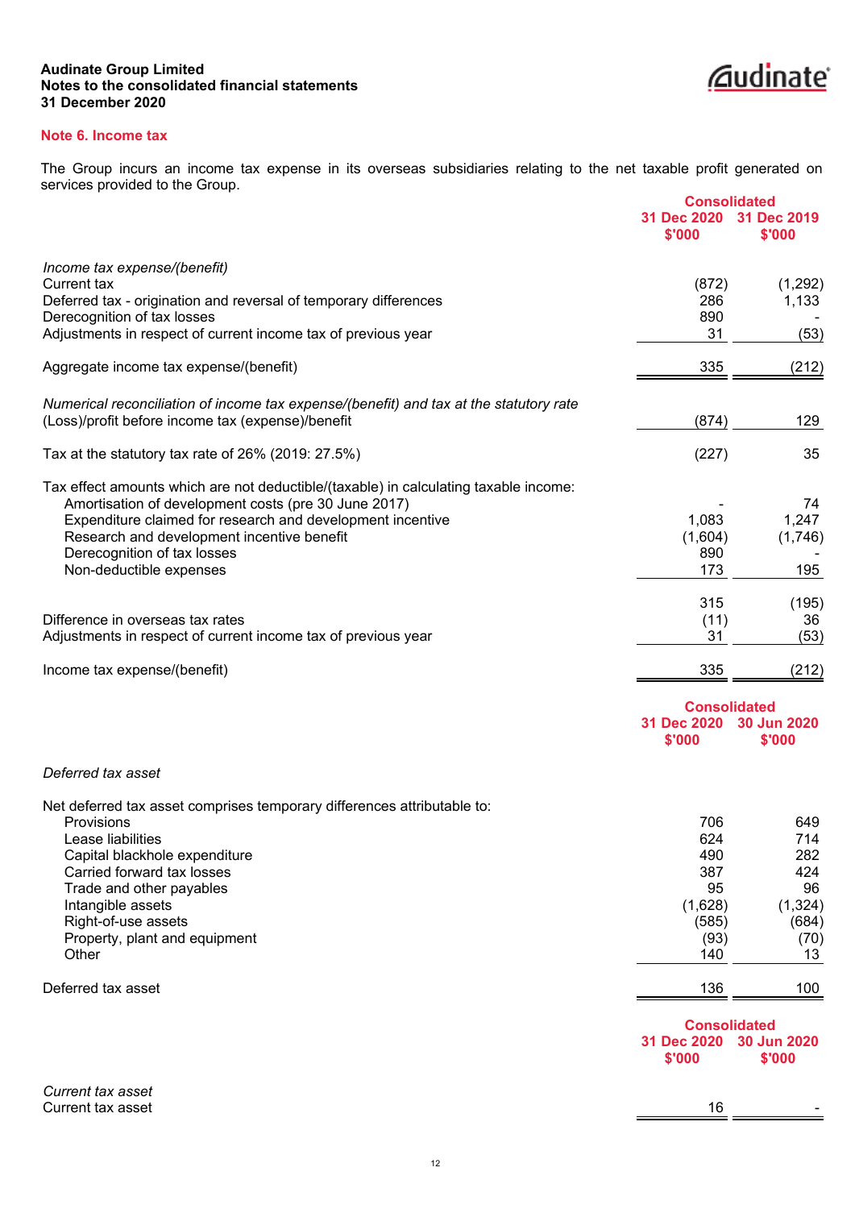## Note 6. Income tax

The Group incurs an income tax expense in its overseas subsidiaries relating to the net taxable profit generated on services provided to the Group.

| | Consolidated | |
|---|---|---|
| | 31 Dec 2020 $'000 | 31 Dec 2019 $'000 |
| *Income tax expense/(benefit)* | | |
| Current tax | (872) | (1,292) |
| Deferred tax - origination and reversal of temporary differences | 286 | 1,133 |
| Derecognition of tax losses | 890 | - |
| Adjustments in respect of current income tax of previous year | 31 | (53) |
| Aggregate income tax expense/(benefit) | 335 | (212) |
| *Numerical reconciliation of income tax expense/(benefit) and tax at the statutory rate* | | |
| (Loss)/profit before income tax (expense)/benefit | (874) | 129 |
| Tax at the statutory tax rate of 26% (2019: 27.5%) | (227) | 35 |
| Tax effect amounts which are not deductible/(taxable) in calculating taxable income: | | |
| Amortisation of development costs (pre 30 June 2017) | - | 74 |
| Expenditure claimed for research and development incentive | 1,083 | 1,247 |
| Research and development incentive benefit | (1,604) | (1,746) |
| Derecognition of tax losses | 890 | - |
| Non-deductible expenses | 173 | 195 |
| | 315 | (195) |
| Difference in overseas tax rates | (11) | 36 |
| Adjustments in respect of current income tax of previous year | 31 | (53) |
| Income tax expense/(benefit) | 335 | (212) |

| | Consolidated | |
|---|---|---|
| | 31 Dec 2020 $'000 | 30 Jun 2020 $'000 |
| *Deferred tax asset* | | |
| Net deferred tax asset comprises temporary differences attributable to: | | |
| Provisions | 706 | 649 |
| Lease liabilities | 624 | 714 |
| Capital blackhole expenditure | 490 | 282 |
| Carried forward tax losses | 387 | 424 |
| Trade and other payables | 95 | 96 |
| Intangible assets | (1,628) | (1,324) |
| Right-of-use assets | (585) | (684) |
| Property, plant and equipment | (93) | (70) |
| Other | 140 | 13 |
| Deferred tax asset | 136 | 100 |

| | Consolidated | |
|---|---|---|
| | 31 Dec 2020 $'000 | 30 Jun 2020 $'000 |
| *Current tax asset* | | |
| Current tax asset | 16 | - |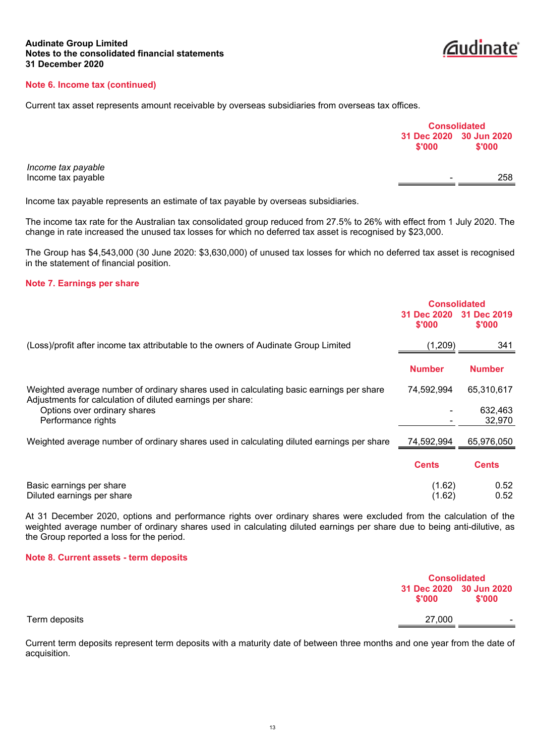## Note 6. Income tax (continued)

Current tax asset represents amount receivable by overseas subsidiaries from overseas tax offices.

| | Consolidated | |
|---|---|---|
| | 31 Dec 2020 $'000 | 30 Jun 2020 $'000 |
| *Income tax payable* | | |
| Income tax payable | - | 258 |

Income tax payable represents an estimate of tax payable by overseas subsidiaries.

The income tax rate for the Australian tax consolidated group reduced from 27.5% to 26% with effect from 1 July 2020. The change in rate increased the unused tax losses for which no deferred tax asset is recognised by $23,000.

The Group has $4,543,000 (30 June 2020: $3,630,000) of unused tax losses for which no deferred tax asset is recognised in the statement of financial position.

## Note 7. Earnings per share

| | Consolidated | |
|---|---|---|
| | 31 Dec 2020 $'000 | 31 Dec 2019 $'000 |
| (Loss)/profit after income tax attributable to the owners of Audinate Group Limited | (1,209) | 341 |
| | **Number** | **Number** |
| Weighted average number of ordinary shares used in calculating basic earnings per share | 74,592,994 | 65,310,617 |
| Adjustments for calculation of diluted earnings per share: | | |
| Options over ordinary shares | - | 632,463 |
| Performance rights | - | 32,970 |
| Weighted average number of ordinary shares used in calculating diluted earnings per share | 74,592,994 | 65,976,050 |
| | **Cents** | **Cents** |
| Basic earnings per share | (1.62) | 0.52 |
| Diluted earnings per share | (1.62) | 0.52 |

At 31 December 2020, options and performance rights over ordinary shares were excluded from the calculation of the weighted average number of ordinary shares used in calculating diluted earnings per share due to being anti-dilutive, as the Group reported a loss for the period.

## Note 8. Current assets - term deposits

| | Consolidated | |
|---|---|---|
| | 31 Dec 2020 $'000 | 30 Jun 2020 $'000 |
| Term deposits | 27,000 | - |

Current term deposits represent term deposits with a maturity date of between three months and one year from the date of acquisition.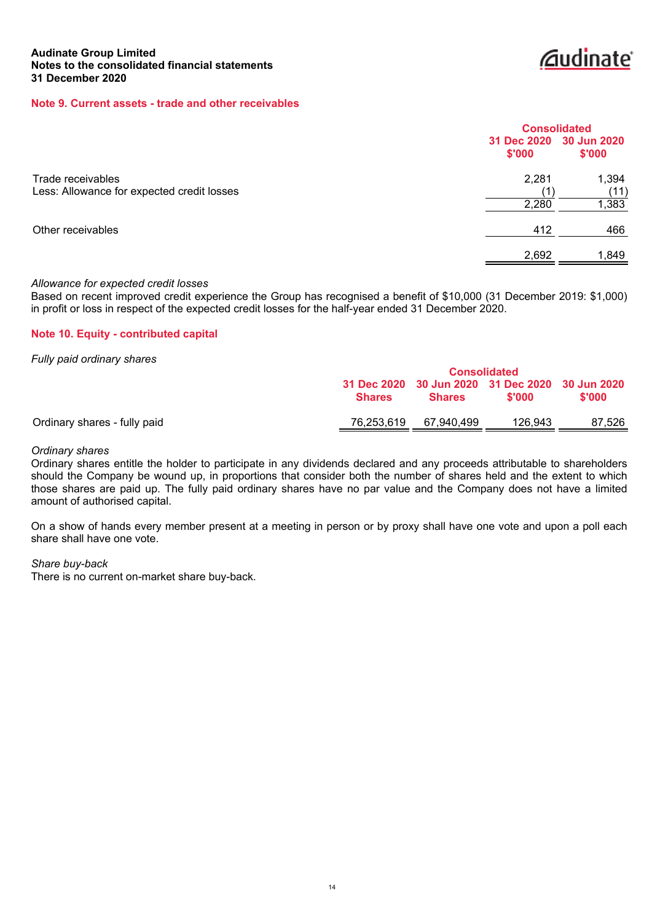**Audinate Group Limited**
**Notes to the consolidated financial statements**
**31 December 2020**

## Note 9. Current assets - trade and other receivables

| | Consolidated | |
|---|---|---|
| | 31 Dec 2020 $'000 | 30 Jun 2020 $'000 |
| Trade receivables | 2,281 | 1,394 |
| Less: Allowance for expected credit losses | (1) | (11) |
| | 2,280 | 1,383 |
| Other receivables | 412 | 466 |
| | 2,692 | 1,849 |

*Allowance for expected credit losses*
Based on recent improved credit experience the Group has recognised a benefit of $10,000 (31 December 2019: $1,000) in profit or loss in respect of the expected credit losses for the half-year ended 31 December 2020.

## Note 10. Equity - contributed capital

*Fully paid ordinary shares*

| | Consolidated | | | |
|---|---|---|---|---|
| | 31 Dec 2020 Shares | 30 Jun 2020 Shares | 31 Dec 2020 $'000 | 30 Jun 2020 $'000 |
| Ordinary shares - fully paid | 76,253,619 | 67,940,499 | 126,943 | 87,526 |

*Ordinary shares*
Ordinary shares entitle the holder to participate in any dividends declared and any proceeds attributable to shareholders should the Company be wound up, in proportions that consider both the number of shares held and the extent to which those shares are paid up. The fully paid ordinary shares have no par value and the Company does not have a limited amount of authorised capital.

On a show of hands every member present at a meeting in person or by proxy shall have one vote and upon a poll each share shall have one vote.

*Share buy-back*
There is no current on-market share buy-back.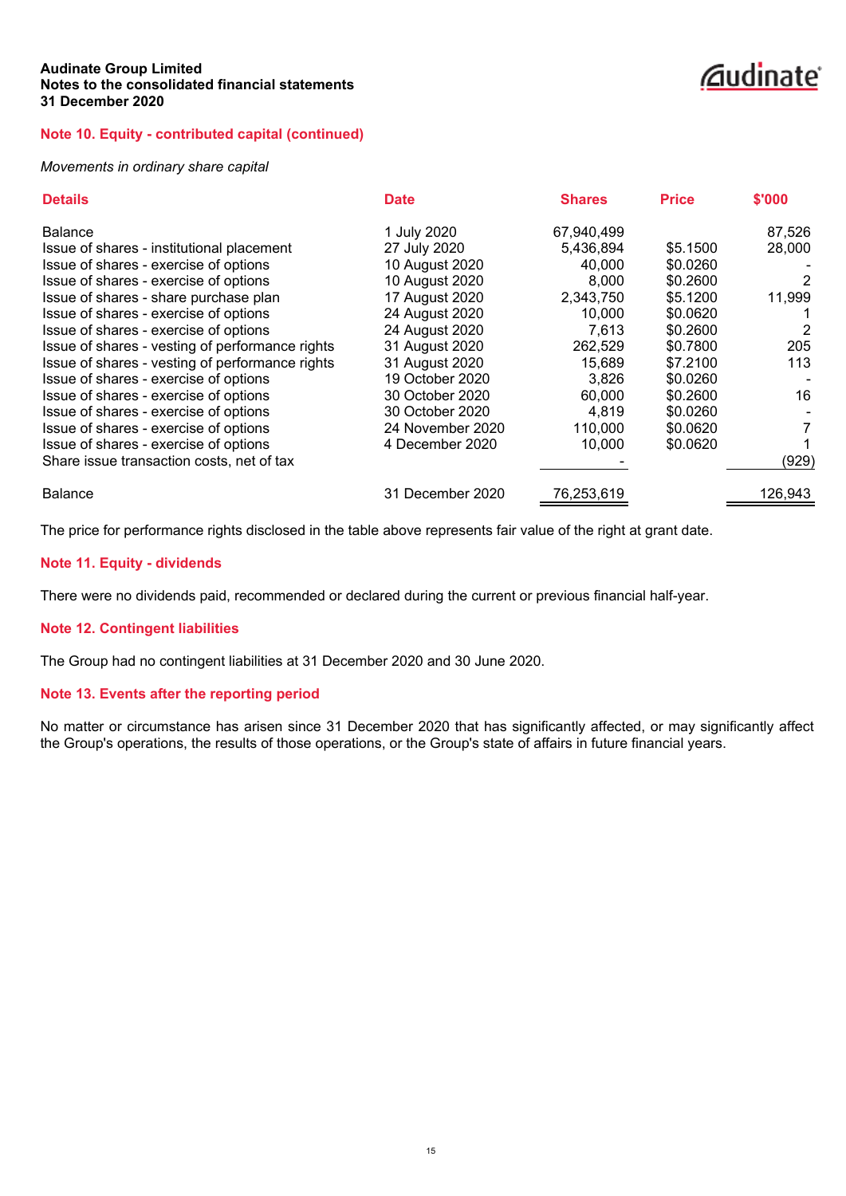**Audinate Group Limited**
**Notes to the consolidated financial statements**
**31 December 2020**

## Note 10. Equity - contributed capital (continued)

*Movements in ordinary share capital*

| Details | Date | Shares | Price | $'000 |
|---|---|---|---|---|
| Balance | 1 July 2020 | 67,940,499 | | 87,526 |
| Issue of shares - institutional placement | 27 July 2020 | 5,436,894 | $5.1500 | 28,000 |
| Issue of shares - exercise of options | 10 August 2020 | 40,000 | $0.0260 | - |
| Issue of shares - exercise of options | 10 August 2020 | 8,000 | $0.2600 | 2 |
| Issue of shares - share purchase plan | 17 August 2020 | 2,343,750 | $5.1200 | 11,999 |
| Issue of shares - exercise of options | 24 August 2020 | 10,000 | $0.0620 | 1 |
| Issue of shares - exercise of options | 24 August 2020 | 7,613 | $0.2600 | 2 |
| Issue of shares - vesting of performance rights | 31 August 2020 | 262,529 | $0.7800 | 205 |
| Issue of shares - vesting of performance rights | 31 August 2020 | 15,689 | $7.2100 | 113 |
| Issue of shares - exercise of options | 19 October 2020 | 3,826 | $0.0260 | - |
| Issue of shares - exercise of options | 30 October 2020 | 60,000 | $0.2600 | 16 |
| Issue of shares - exercise of options | 30 October 2020 | 4,819 | $0.0260 | - |
| Issue of shares - exercise of options | 24 November 2020 | 110,000 | $0.0620 | 7 |
| Issue of shares - exercise of options | 4 December 2020 | 10,000 | $0.0620 | 1 |
| Share issue transaction costs, net of tax | | - | | (929) |
| Balance | 31 December 2020 | 76,253,619 | | 126,943 |

The price for performance rights disclosed in the table above represents fair value of the right at grant date.

## Note 11. Equity - dividends

There were no dividends paid, recommended or declared during the current or previous financial half-year.

## Note 12. Contingent liabilities

The Group had no contingent liabilities at 31 December 2020 and 30 June 2020.

## Note 13. Events after the reporting period

No matter or circumstance has arisen since 31 December 2020 that has significantly affected, or may significantly affect the Group's operations, the results of those operations, or the Group's state of affairs in future financial years.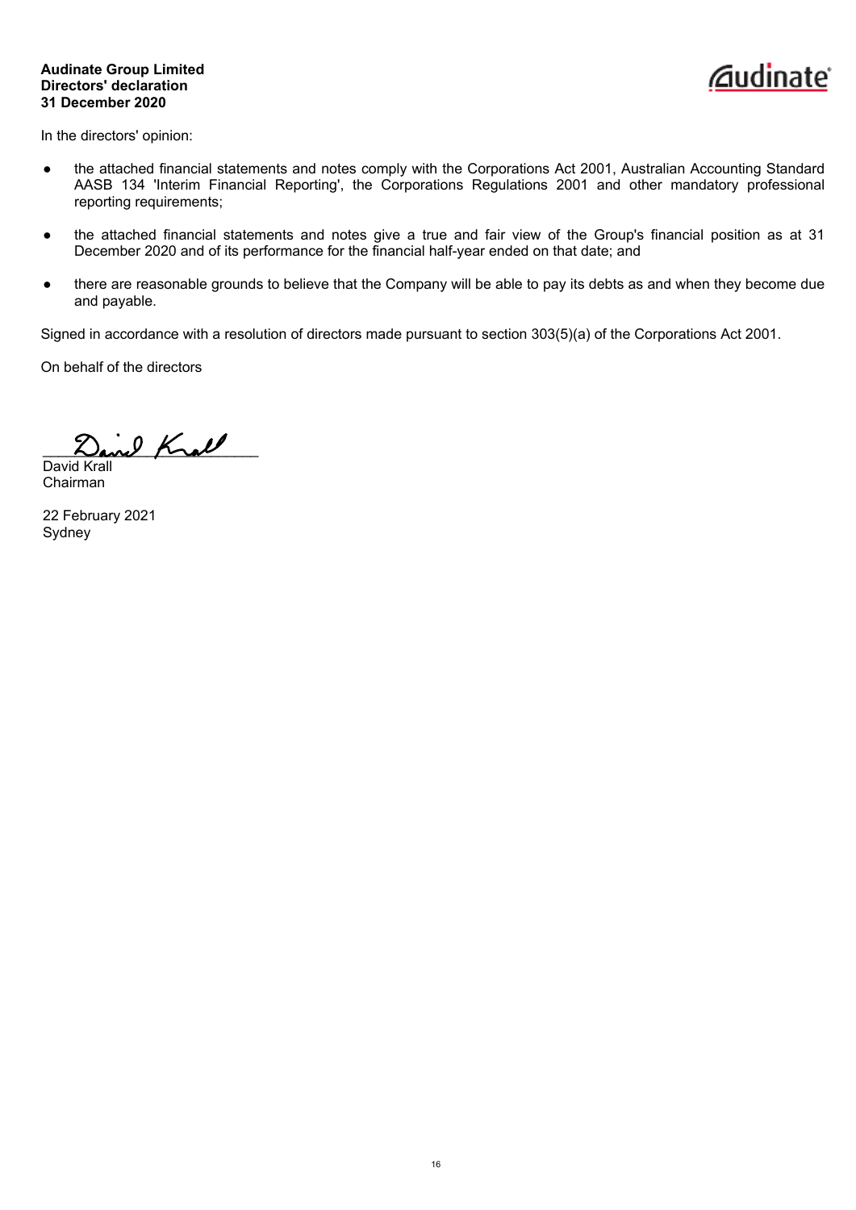**Audinate Group Limited**
**Directors' declaration**
**31 December 2020**

In the directors' opinion:

- the attached financial statements and notes comply with the Corporations Act 2001, Australian Accounting Standard AASB 134 'Interim Financial Reporting', the Corporations Regulations 2001 and other mandatory professional reporting requirements;

- the attached financial statements and notes give a true and fair view of the Group's financial position as at 31 December 2020 and of its performance for the financial half-year ended on that date; and

- there are reasonable grounds to believe that the Company will be able to pay its debts as and when they become due and payable.

Signed in accordance with a resolution of directors made pursuant to section 303(5)(a) of the Corporations Act 2001.

On behalf of the directors

___________________________
David Krall
Chairman

22 February 2021
Sydney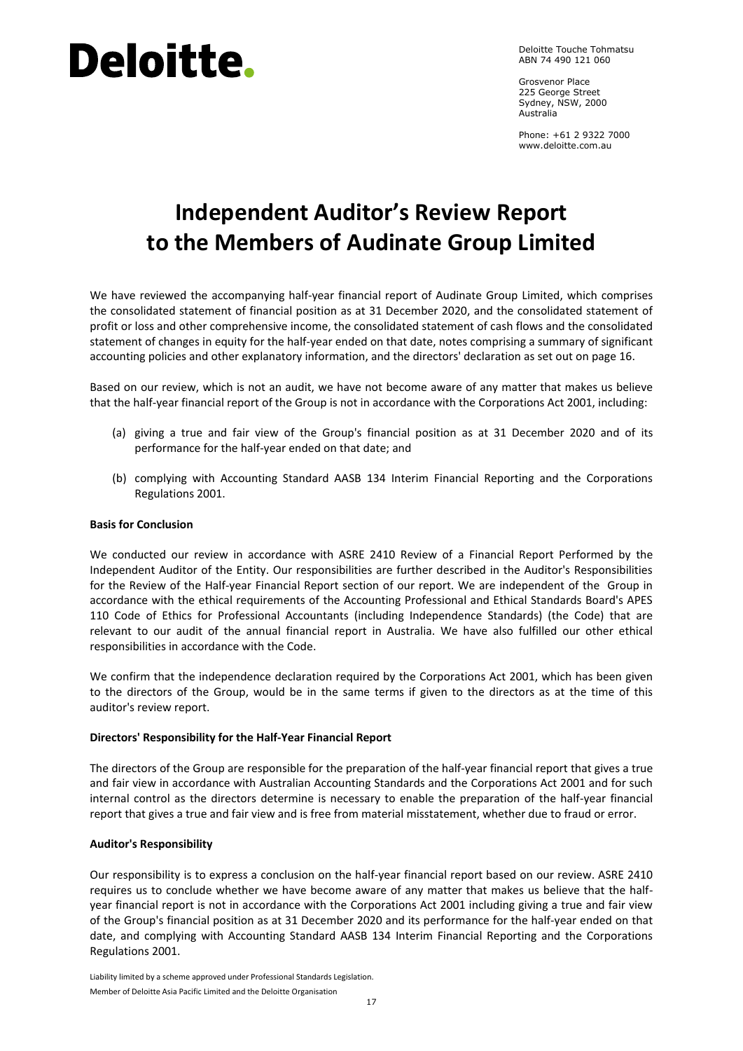Deloitte.

Deloitte Touche Tohmatsu
ABN 74 490 121 060

Grosvenor Place
225 George Street
Sydney, NSW, 2000
Australia

Phone: +61 2 9322 7000
www.deloitte.com.au

# Independent Auditor's Review Report to the Members of Audinate Group Limited

We have reviewed the accompanying half-year financial report of Audinate Group Limited, which comprises the consolidated statement of financial position as at 31 December 2020, and the consolidated statement of profit or loss and other comprehensive income, the consolidated statement of cash flows and the consolidated statement of changes in equity for the half-year ended on that date, notes comprising a summary of significant accounting policies and other explanatory information, and the directors' declaration as set out on page 16.

Based on our review, which is not an audit, we have not become aware of any matter that makes us believe that the half-year financial report of the Group is not in accordance with the Corporations Act 2001, including:

(a) giving a true and fair view of the Group's financial position as at 31 December 2020 and of its performance for the half-year ended on that date; and

(b) complying with Accounting Standard AASB 134 Interim Financial Reporting and the Corporations Regulations 2001.

**Basis for Conclusion**

We conducted our review in accordance with ASRE 2410 Review of a Financial Report Performed by the Independent Auditor of the Entity. Our responsibilities are further described in the Auditor's Responsibilities for the Review of the Half-year Financial Report section of our report. We are independent of the Group in accordance with the ethical requirements of the Accounting Professional and Ethical Standards Board's APES 110 Code of Ethics for Professional Accountants (including Independence Standards) (the Code) that are relevant to our audit of the annual financial report in Australia. We have also fulfilled our other ethical responsibilities in accordance with the Code.

We confirm that the independence declaration required by the Corporations Act 2001, which has been given to the directors of the Group, would be in the same terms if given to the directors as at the time of this auditor's review report.

**Directors' Responsibility for the Half-Year Financial Report**

The directors of the Group are responsible for the preparation of the half-year financial report that gives a true and fair view in accordance with Australian Accounting Standards and the Corporations Act 2001 and for such internal control as the directors determine is necessary to enable the preparation of the half-year financial report that gives a true and fair view and is free from material misstatement, whether due to fraud or error.

**Auditor's Responsibility**

Our responsibility is to express a conclusion on the half-year financial report based on our review. ASRE 2410 requires us to conclude whether we have become aware of any matter that makes us believe that the half-year financial report is not in accordance with the Corporations Act 2001 including giving a true and fair view of the Group's financial position as at 31 December 2020 and its performance for the half-year ended on that date, and complying with Accounting Standard AASB 134 Interim Financial Reporting and the Corporations Regulations 2001.

Liability limited by a scheme approved under Professional Standards Legislation.
Member of Deloitte Asia Pacific Limited and the Deloitte Organisation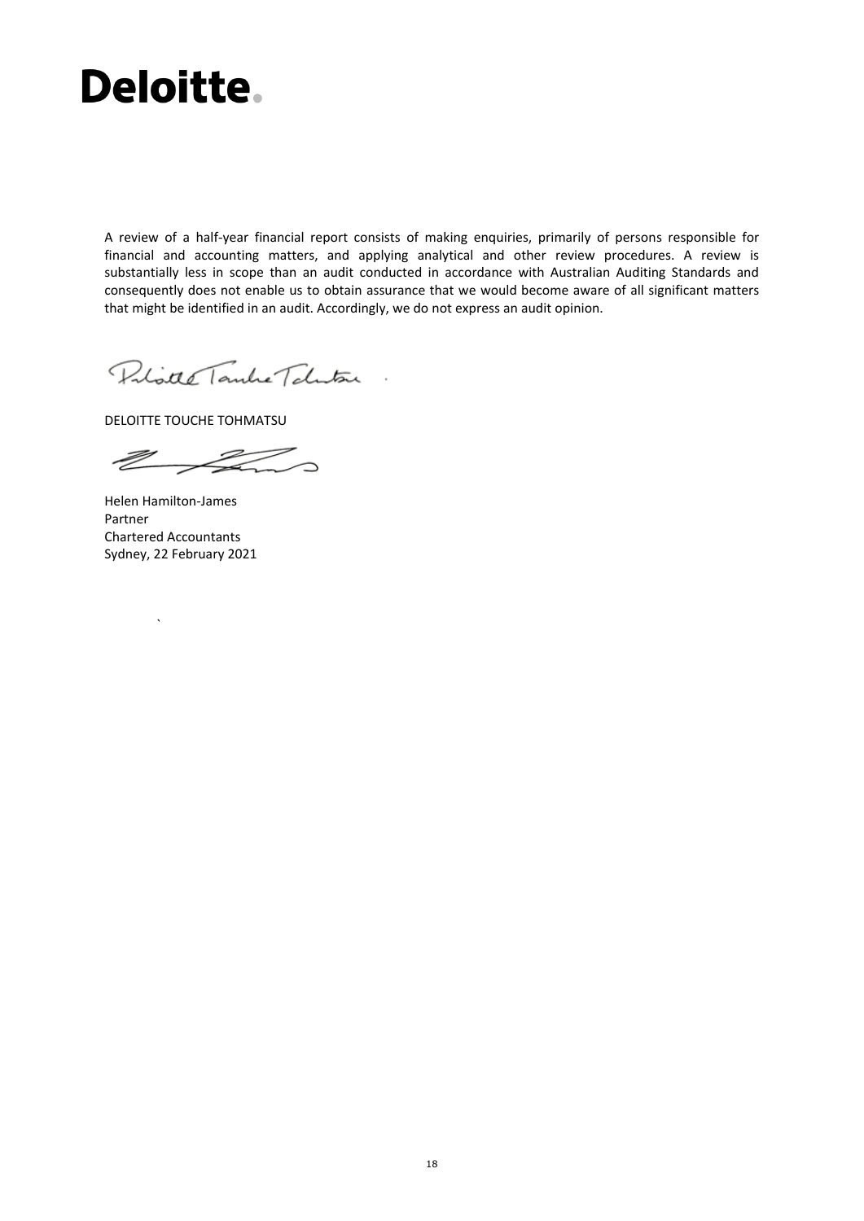# Deloitte.

A review of a half-year financial report consists of making enquiries, primarily of persons responsible for financial and accounting matters, and applying analytical and other review procedures. A review is substantially less in scope than an audit conducted in accordance with Australian Auditing Standards and consequently does not enable us to obtain assurance that we would become aware of all significant matters that might be identified in an audit. Accordingly, we do not express an audit opinion.

DELOITTE TOUCHE TOHMATSU

Helen Hamilton-James
Partner
Chartered Accountants
Sydney, 22 February 2021